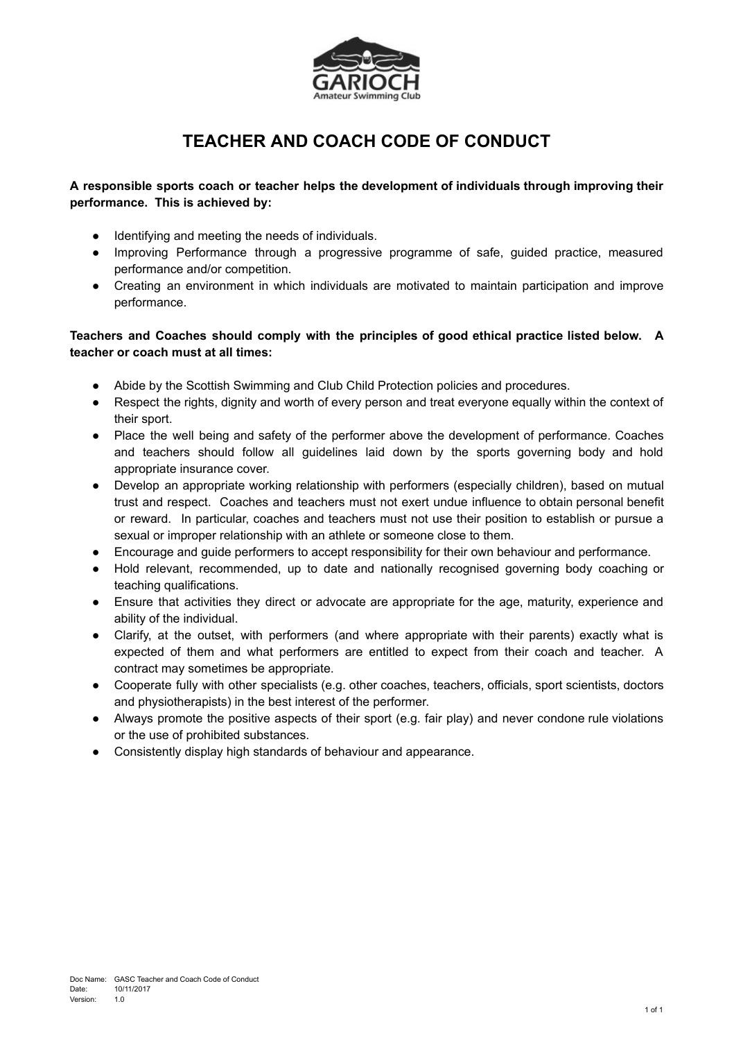# TEACHER AND COACH CODE OF CONDUCT

**A responsible sports coach or teacher helps the development of individuals through improving their performance. This is achieved by:**

- Identifying and meeting the needs of individuals.
- Improving Performance through a progressive programme of safe, guided practice, measured performance and/or competition.
- Creating an environment in which individuals are motivated to maintain participation and improve performance.

**Teachers and Coaches should comply with the principles of good ethical practice listed below. A teacher or coach must at all times:**

- Abide by the Scottish Swimming and Club Child Protection policies and procedures.
- Respect the rights, dignity and worth of every person and treat everyone equally within the context of their sport.
- Place the well being and safety of the performer above the development of performance. Coaches and teachers should follow all guidelines laid down by the sports governing body and hold appropriate insurance cover.
- Develop an appropriate working relationship with performers (especially children), based on mutual trust and respect. Coaches and teachers must not exert undue influence to obtain personal benefit or reward. In particular, coaches and teachers must not use their position to establish or pursue a sexual or improper relationship with an athlete or someone close to them.
- Encourage and guide performers to accept responsibility for their own behaviour and performance.
- Hold relevant, recommended, up to date and nationally recognised governing body coaching or teaching qualifications.
- Ensure that activities they direct or advocate are appropriate for the age, maturity, experience and ability of the individual.
- Clarify, at the outset, with performers (and where appropriate with their parents) exactly what is expected of them and what performers are entitled to expect from their coach and teacher. A contract may sometimes be appropriate.
- Cooperate fully with other specialists (e.g. other coaches, teachers, officials, sport scientists, doctors and physiotherapists) in the best interest of the performer.
- Always promote the positive aspects of their sport (e.g. fair play) and never condone rule violations or the use of prohibited substances.
- Consistently display high standards of behaviour and appearance.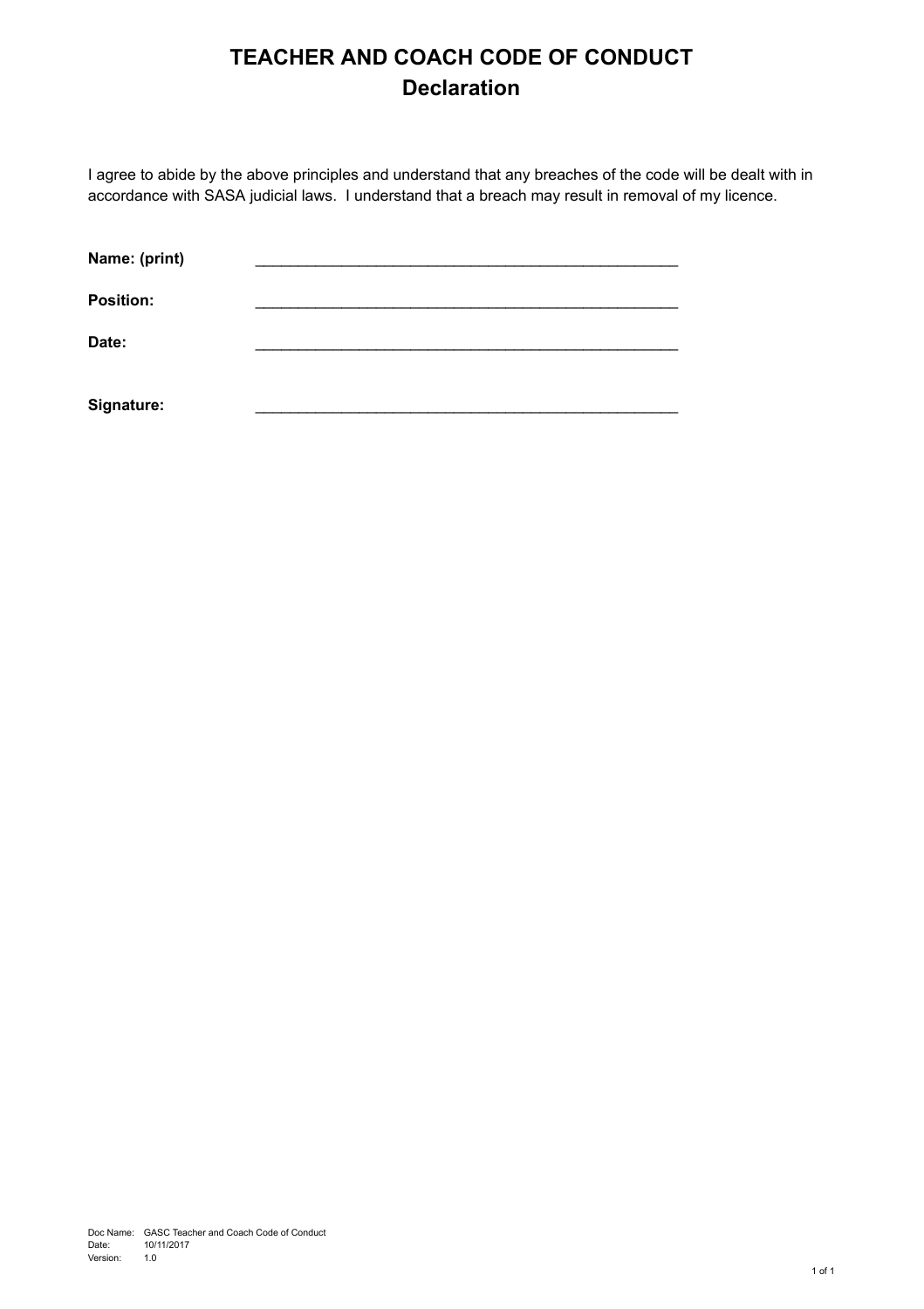# TEACHER AND COACH CODE OF CONDUCT
## Declaration

I agree to abide by the above principles and understand that any breaches of the code will be dealt with in accordance with SASA judicial laws. I understand that a breach may result in removal of my licence.

**Name: (print)** ___________________________________________________

**Position:** ___________________________________________________

**Date:** ___________________________________________________

**Signature:** ___________________________________________________

Doc Name: GASC Teacher and Coach Code of Conduct
Date: 10/11/2017
Version: 1.0